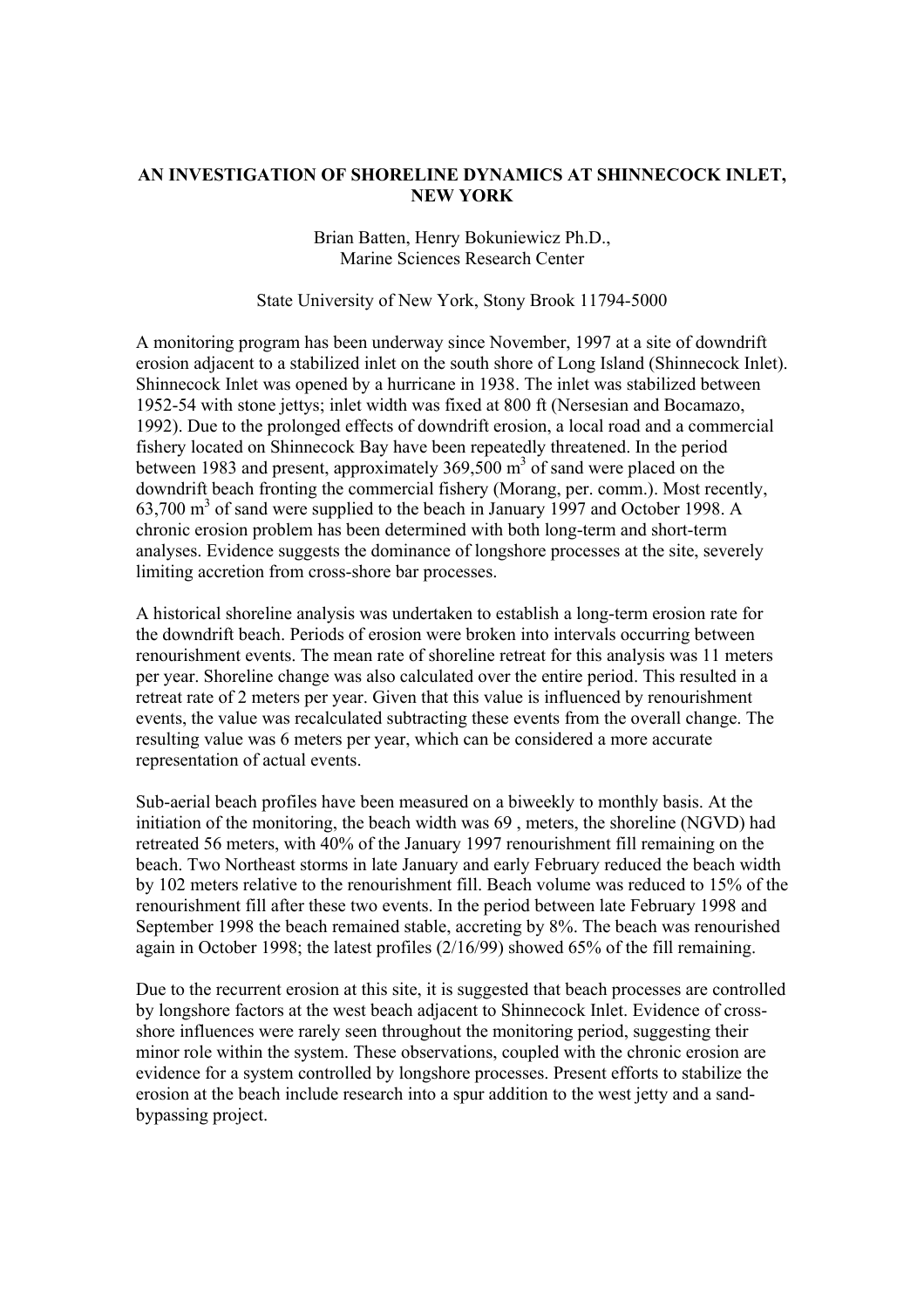# AN INVESTIGATION OF SHORELINE DYNAMICS AT SHINNECOCK INLET, NEW YORK

Brian Batten, Henry Bokuniewicz Ph.D.,
Marine Sciences Research Center

State University of New York, Stony Brook 11794-5000

A monitoring program has been underway since November, 1997 at a site of downdrift erosion adjacent to a stabilized inlet on the south shore of Long Island (Shinnecock Inlet). Shinnecock Inlet was opened by a hurricane in 1938. The inlet was stabilized between 1952-54 with stone jettys; inlet width was fixed at 800 ft (Nersesian and Bocamazo, 1992). Due to the prolonged effects of downdrift erosion, a local road and a commercial fishery located on Shinnecock Bay have been repeatedly threatened. In the period between 1983 and present, approximately 369,500 $m^3$ of sand were placed on the downdrift beach fronting the commercial fishery (Morang, per. comm.). Most recently, 63,700 $m^3$ of sand were supplied to the beach in January 1997 and October 1998. A chronic erosion problem has been determined with both long-term and short-term analyses. Evidence suggests the dominance of longshore processes at the site, severely limiting accretion from cross-shore bar processes.

A historical shoreline analysis was undertaken to establish a long-term erosion rate for the downdrift beach. Periods of erosion were broken into intervals occurring between renourishment events. The mean rate of shoreline retreat for this analysis was 11 meters per year. Shoreline change was also calculated over the entire period. This resulted in a retreat rate of 2 meters per year. Given that this value is influenced by renourishment events, the value was recalculated subtracting these events from the overall change. The resulting value was 6 meters per year, which can be considered a more accurate representation of actual events.

Sub-aerial beach profiles have been measured on a biweekly to monthly basis. At the initiation of the monitoring, the beach width was 69 , meters, the shoreline (NGVD) had retreated 56 meters, with 40% of the January 1997 renourishment fill remaining on the beach. Two Northeast storms in late January and early February reduced the beach width by 102 meters relative to the renourishment fill. Beach volume was reduced to 15% of the renourishment fill after these two events. In the period between late February 1998 and September 1998 the beach remained stable, accreting by 8%. The beach was renourished again in October 1998; the latest profiles (2/16/99) showed 65% of the fill remaining.

Due to the recurrent erosion at this site, it is suggested that beach processes are controlled by longshore factors at the west beach adjacent to Shinnecock Inlet. Evidence of cross-shore influences were rarely seen throughout the monitoring period, suggesting their minor role within the system. These observations, coupled with the chronic erosion are evidence for a system controlled by longshore processes. Present efforts to stabilize the erosion at the beach include research into a spur addition to the west jetty and a sand-bypassing project.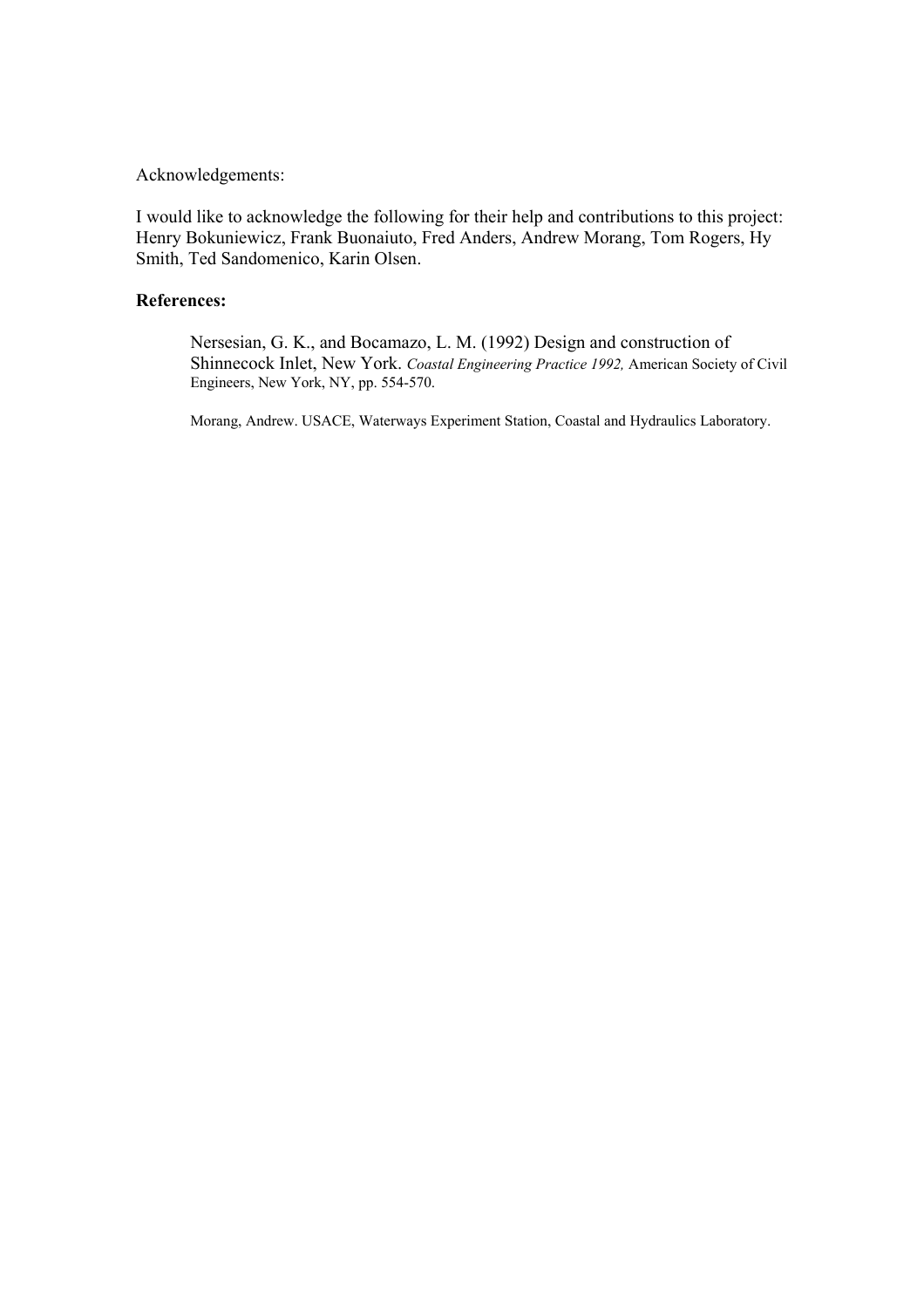Acknowledgements:

I would like to acknowledge the following for their help and contributions to this project: Henry Bokuniewicz, Frank Buonaiuto, Fred Anders, Andrew Morang, Tom Rogers, Hy Smith, Ted Sandomenico, Karin Olsen.

**References:**

Nersesian, G. K., and Bocamazo, L. M. (1992) Design and construction of Shinnecock Inlet, New York. *Coastal Engineering Practice 1992,* American Society of Civil Engineers, New York, NY, pp. 554-570.

Morang, Andrew. USACE, Waterways Experiment Station, Coastal and Hydraulics Laboratory.